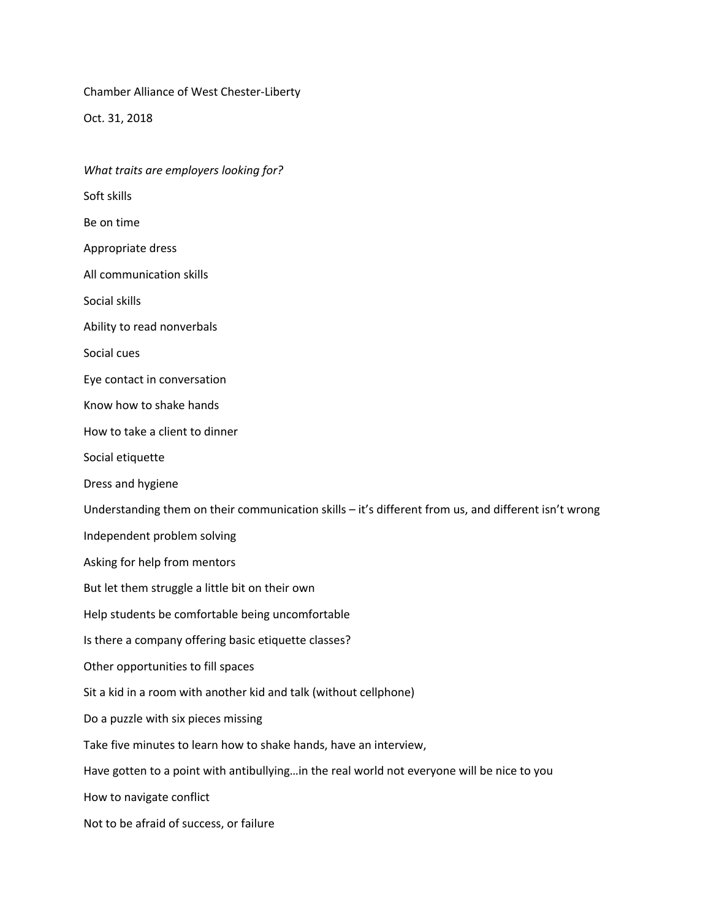Chamber Alliance of West Chester-Liberty

Oct. 31, 2018

*What traits are employers looking for?*

Soft skills

Be on time

Appropriate dress

All communication skills

Social skills

Ability to read nonverbals

Social cues

Eye contact in conversation

Know how to shake hands

How to take a client to dinner

Social etiquette

Dress and hygiene

Understanding them on their communication skills – it's different from us, and different isn't wrong

Independent problem solving

Asking for help from mentors

But let them struggle a little bit on their own

Help students be comfortable being uncomfortable

Is there a company offering basic etiquette classes?

Other opportunities to fill spaces

Sit a kid in a room with another kid and talk (without cellphone)

Do a puzzle with six pieces missing

Take five minutes to learn how to shake hands, have an interview,

Have gotten to a point with antibullying…in the real world not everyone will be nice to you

How to navigate conflict

Not to be afraid of success, or failure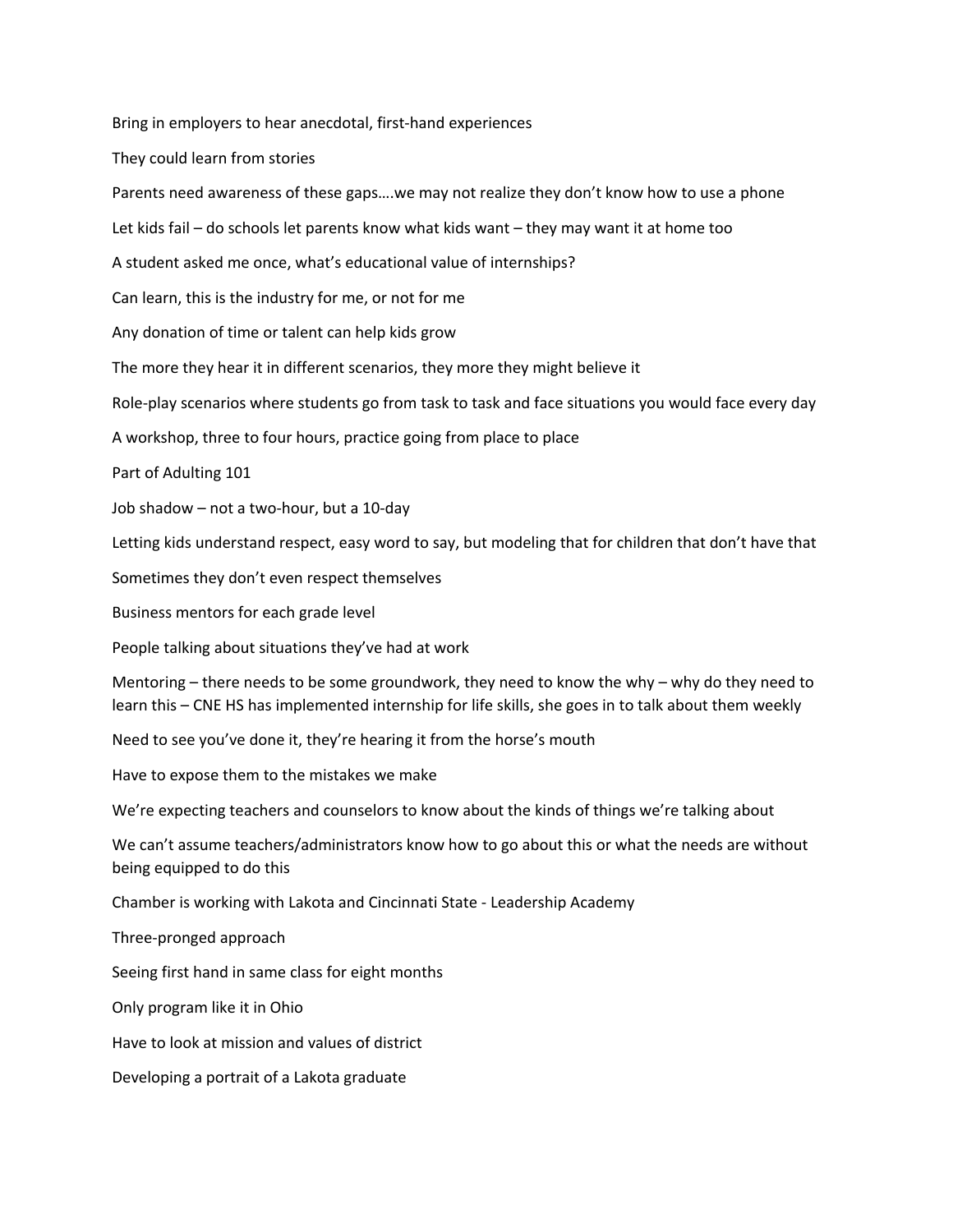Bring in employers to hear anecdotal, first-hand experiences

They could learn from stories

Parents need awareness of these gaps….we may not realize they don't know how to use a phone

Let kids fail – do schools let parents know what kids want – they may want it at home too

A student asked me once, what's educational value of internships?

Can learn, this is the industry for me, or not for me

Any donation of time or talent can help kids grow

The more they hear it in different scenarios, they more they might believe it

Role-play scenarios where students go from task to task and face situations you would face every day

A workshop, three to four hours, practice going from place to place

Part of Adulting 101

Job shadow – not a two-hour, but a 10-day

Letting kids understand respect, easy word to say, but modeling that for children that don't have that

Sometimes they don't even respect themselves

Business mentors for each grade level

People talking about situations they've had at work

Mentoring – there needs to be some groundwork, they need to know the why – why do they need to learn this – CNE HS has implemented internship for life skills, she goes in to talk about them weekly

Need to see you've done it, they're hearing it from the horse's mouth

Have to expose them to the mistakes we make

We're expecting teachers and counselors to know about the kinds of things we're talking about

We can't assume teachers/administrators know how to go about this or what the needs are without being equipped to do this

Chamber is working with Lakota and Cincinnati State - Leadership Academy

Three-pronged approach

Seeing first hand in same class for eight months

Only program like it in Ohio

Have to look at mission and values of district

Developing a portrait of a Lakota graduate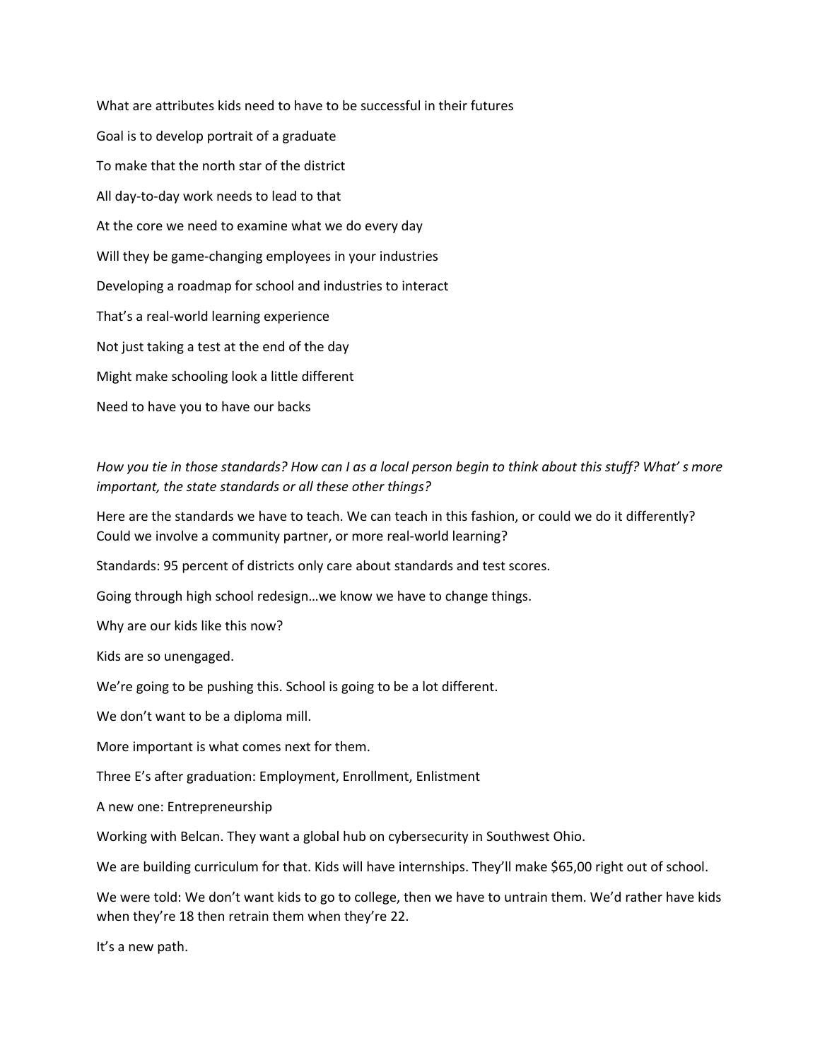What are attributes kids need to have to be successful in their futures

Goal is to develop portrait of a graduate

To make that the north star of the district

All day-to-day work needs to lead to that

At the core we need to examine what we do every day

Will they be game-changing employees in your industries

Developing a roadmap for school and industries to interact

That's a real-world learning experience

Not just taking a test at the end of the day

Might make schooling look a little different

Need to have you to have our backs

*How you tie in those standards? How can I as a local person begin to think about this stuff? What' s more important, the state standards or all these other things?*

Here are the standards we have to teach. We can teach in this fashion, or could we do it differently? Could we involve a community partner, or more real-world learning?

Standards: 95 percent of districts only care about standards and test scores.

Going through high school redesign…we know we have to change things.

Why are our kids like this now?

Kids are so unengaged.

We're going to be pushing this. School is going to be a lot different.

We don't want to be a diploma mill.

More important is what comes next for them.

Three E's after graduation: Employment, Enrollment, Enlistment

A new one: Entrepreneurship

Working with Belcan. They want a global hub on cybersecurity in Southwest Ohio.

We are building curriculum for that. Kids will have internships. They'll make $65,00 right out of school.

We were told: We don't want kids to go to college, then we have to untrain them. We'd rather have kids when they're 18 then retrain them when they're 22.

It's a new path.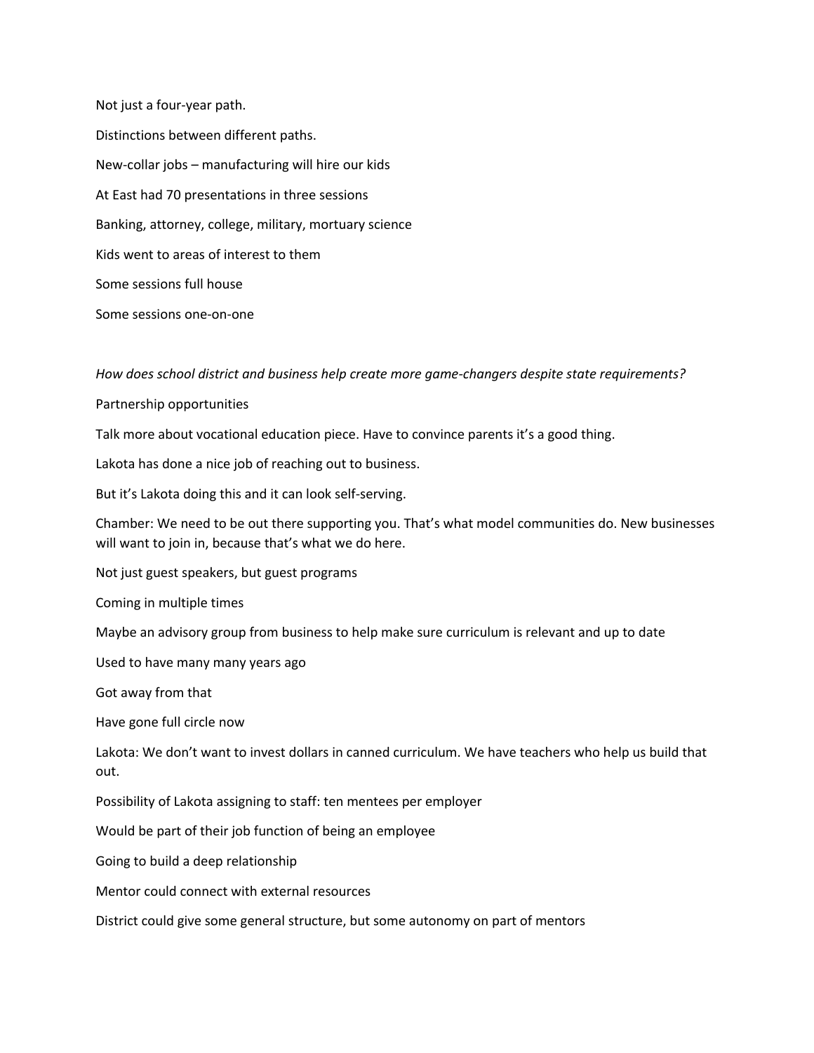Not just a four-year path.

Distinctions between different paths.

New-collar jobs – manufacturing will hire our kids

At East had 70 presentations in three sessions

Banking, attorney, college, military, mortuary science

Kids went to areas of interest to them

Some sessions full house

Some sessions one-on-one

*How does school district and business help create more game-changers despite state requirements?*

Partnership opportunities

Talk more about vocational education piece. Have to convince parents it's a good thing.

Lakota has done a nice job of reaching out to business.

But it's Lakota doing this and it can look self-serving.

Chamber: We need to be out there supporting you. That's what model communities do. New businesses will want to join in, because that's what we do here.

Not just guest speakers, but guest programs

Coming in multiple times

Maybe an advisory group from business to help make sure curriculum is relevant and up to date

Used to have many many years ago

Got away from that

Have gone full circle now

Lakota: We don't want to invest dollars in canned curriculum. We have teachers who help us build that out.

Possibility of Lakota assigning to staff: ten mentees per employer

Would be part of their job function of being an employee

Going to build a deep relationship

Mentor could connect with external resources

District could give some general structure, but some autonomy on part of mentors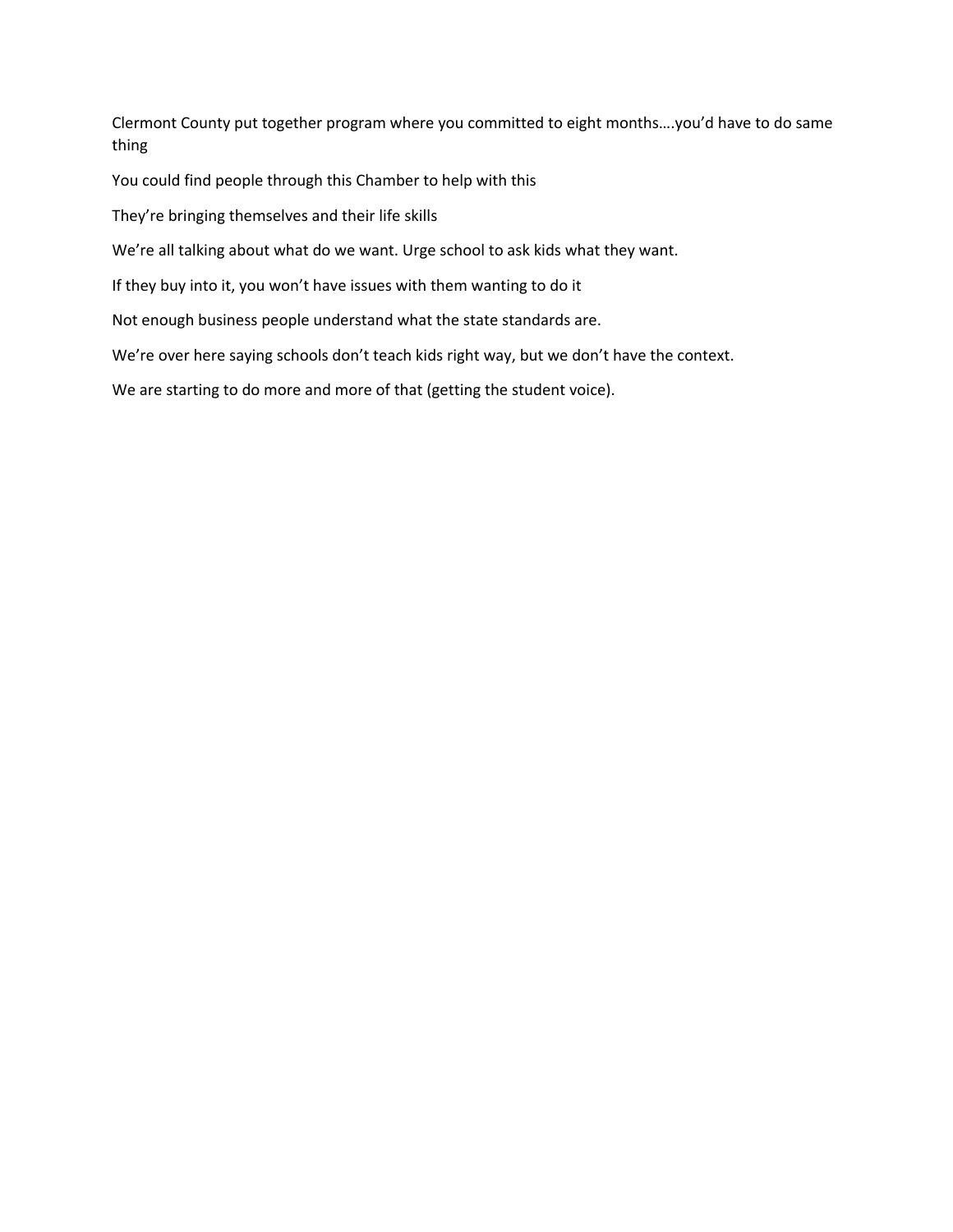Clermont County put together program where you committed to eight months….you'd have to do same thing

You could find people through this Chamber to help with this

They're bringing themselves and their life skills

We're all talking about what do we want. Urge school to ask kids what they want.

If they buy into it, you won't have issues with them wanting to do it

Not enough business people understand what the state standards are.

We're over here saying schools don't teach kids right way, but we don't have the context.

We are starting to do more and more of that (getting the student voice).